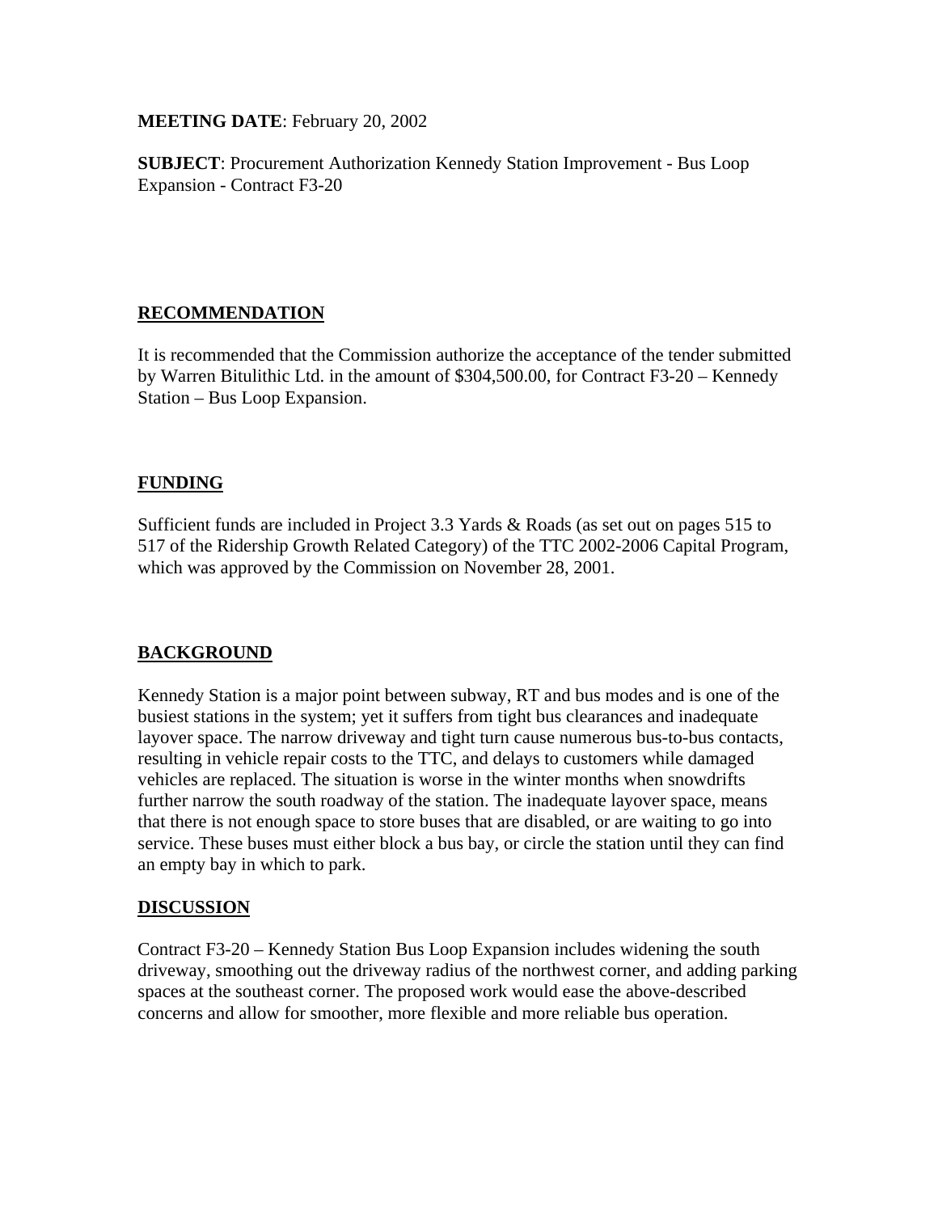**MEETING DATE**: February 20, 2002

**SUBJECT**: Procurement Authorization Kennedy Station Improvement - Bus Loop Expansion - Contract F3-20

## RECOMMENDATION

It is recommended that the Commission authorize the acceptance of the tender submitted by Warren Bitulithic Ltd. in the amount of $304,500.00, for Contract F3-20 – Kennedy Station – Bus Loop Expansion.

## FUNDING

Sufficient funds are included in Project 3.3 Yards & Roads (as set out on pages 515 to 517 of the Ridership Growth Related Category) of the TTC 2002-2006 Capital Program, which was approved by the Commission on November 28, 2001.

## BACKGROUND

Kennedy Station is a major point between subway, RT and bus modes and is one of the busiest stations in the system; yet it suffers from tight bus clearances and inadequate layover space. The narrow driveway and tight turn cause numerous bus-to-bus contacts, resulting in vehicle repair costs to the TTC, and delays to customers while damaged vehicles are replaced. The situation is worse in the winter months when snowdrifts further narrow the south roadway of the station. The inadequate layover space, means that there is not enough space to store buses that are disabled, or are waiting to go into service. These buses must either block a bus bay, or circle the station until they can find an empty bay in which to park.

## DISCUSSION

Contract F3-20 – Kennedy Station Bus Loop Expansion includes widening the south driveway, smoothing out the driveway radius of the northwest corner, and adding parking spaces at the southeast corner. The proposed work would ease the above-described concerns and allow for smoother, more flexible and more reliable bus operation.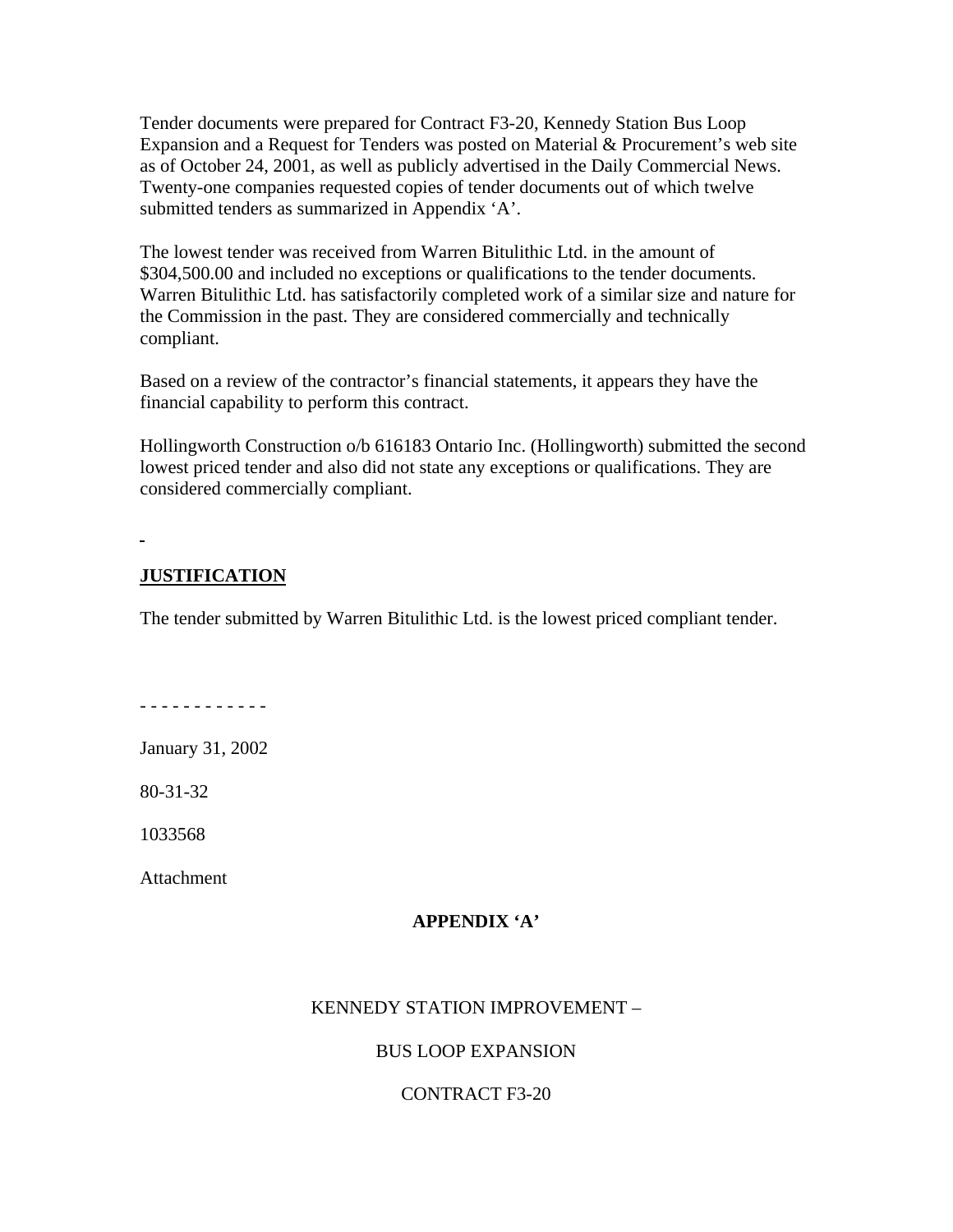Tender documents were prepared for Contract F3-20, Kennedy Station Bus Loop Expansion and a Request for Tenders was posted on Material & Procurement's web site as of October 24, 2001, as well as publicly advertised in the Daily Commercial News. Twenty-one companies requested copies of tender documents out of which twelve submitted tenders as summarized in Appendix 'A'.

The lowest tender was received from Warren Bitulithic Ltd. in the amount of $304,500.00 and included no exceptions or qualifications to the tender documents. Warren Bitulithic Ltd. has satisfactorily completed work of a similar size and nature for the Commission in the past. They are considered commercially and technically compliant.

Based on a review of the contractor's financial statements, it appears they have the financial capability to perform this contract.

Hollingworth Construction o/b 616183 Ontario Inc. (Hollingworth) submitted the second lowest priced tender and also did not state any exceptions or qualifications. They are considered commercially compliant.

## JUSTIFICATION

The tender submitted by Warren Bitulithic Ltd. is the lowest priced compliant tender.

\- - - - - - - - - - - -

January 31, 2002

80-31-32

1033568

Attachment

**APPENDIX 'A'**

KENNEDY STATION IMPROVEMENT –

BUS LOOP EXPANSION

CONTRACT F3-20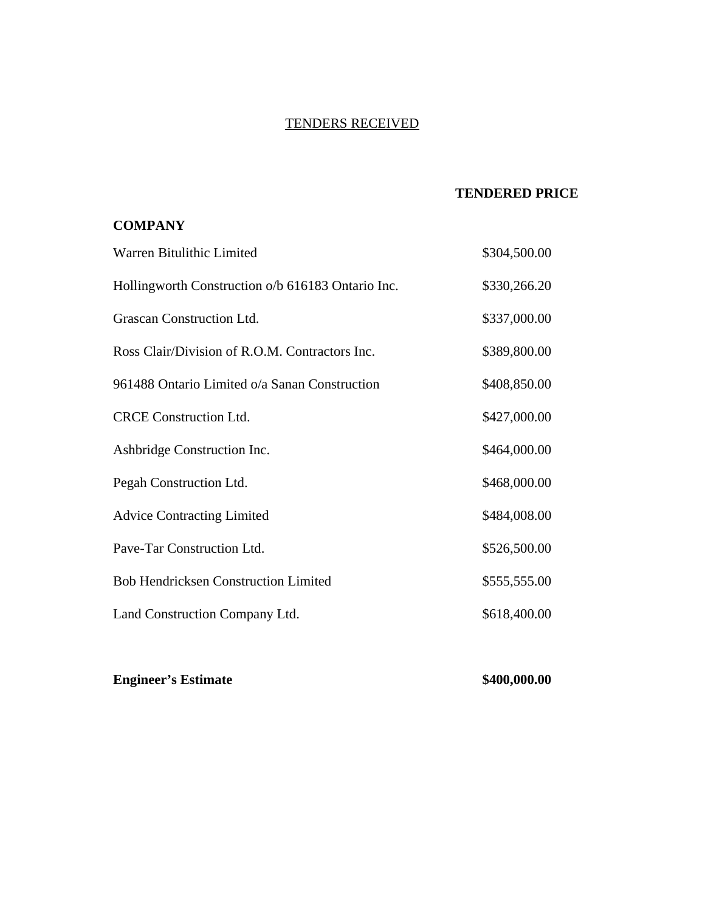<u>TENDERS RECEIVED</u>

| COMPANY | TENDERED PRICE |
|---|---|
| Warren Bitulithic Limited | $304,500.00 |
| Hollingworth Construction o/b 616183 Ontario Inc. | $330,266.20 |
| Grascan Construction Ltd. | $337,000.00 |
| Ross Clair/Division of R.O.M. Contractors Inc. | $389,800.00 |
| 961488 Ontario Limited o/a Sanan Construction | $408,850.00 |
| CRCE Construction Ltd. | $427,000.00 |
| Ashbridge Construction Inc. | $464,000.00 |
| Pegah Construction Ltd. | $468,000.00 |
| Advice Contracting Limited | $484,008.00 |
| Pave-Tar Construction Ltd. | $526,500.00 |
| Bob Hendricksen Construction Limited | $555,555.00 |
| Land Construction Company Ltd. | $618,400.00 |
| | |
| **Engineer's Estimate** | **$400,000.00** |